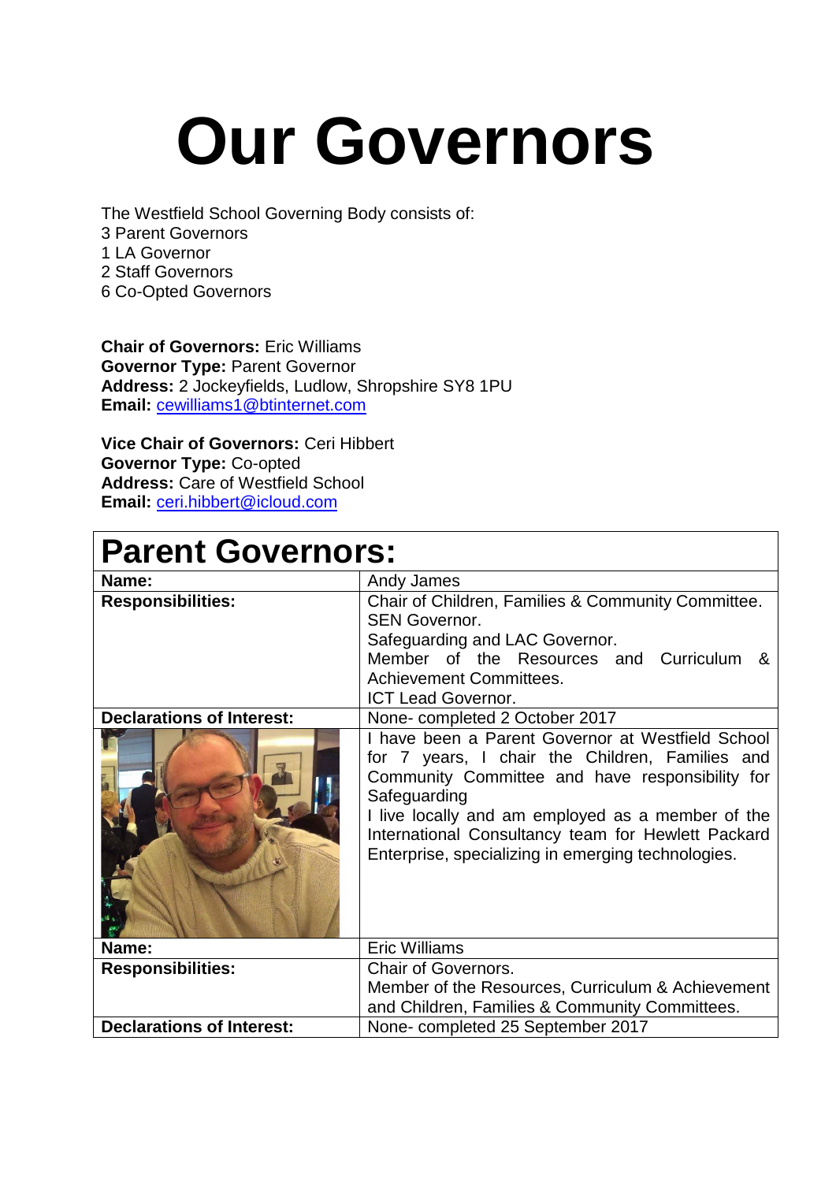# Our Governors

The Westfield School Governing Body consists of:
3 Parent Governors
1 LA Governor
2 Staff Governors
6 Co-Opted Governors

**Chair of Governors:** Eric Williams
**Governor Type:** Parent Governor
**Address:** 2 Jockeyfields, Ludlow, Shropshire SY8 1PU
**Email:** cewilliams1@btinternet.com

**Vice Chair of Governors:** Ceri Hibbert
**Governor Type:** Co-opted
**Address:** Care of Westfield School
**Email:** ceri.hibbert@icloud.com

## Parent Governors:

| **Name:** | Andy James |
|---|---|
| **Responsibilities:** | Chair of Children, Families & Community Committee.<br>SEN Governor.<br>Safeguarding and LAC Governor.<br>Member of the Resources and Curriculum & Achievement Committees.<br>ICT Lead Governor. |
| **Declarations of Interest:** | None- completed 2 October 2017 |
| | I have been a Parent Governor at Westfield School for 7 years, I chair the Children, Families and Community Committee and have responsibility for Safeguarding<br>I live locally and am employed as a member of the International Consultancy team for Hewlett Packard Enterprise, specializing in emerging technologies. |
| **Name:** | Eric Williams |
| **Responsibilities:** | Chair of Governors.<br>Member of the Resources, Curriculum & Achievement and Children, Families & Community Committees. |
| **Declarations of Interest:** | None- completed 25 September 2017 |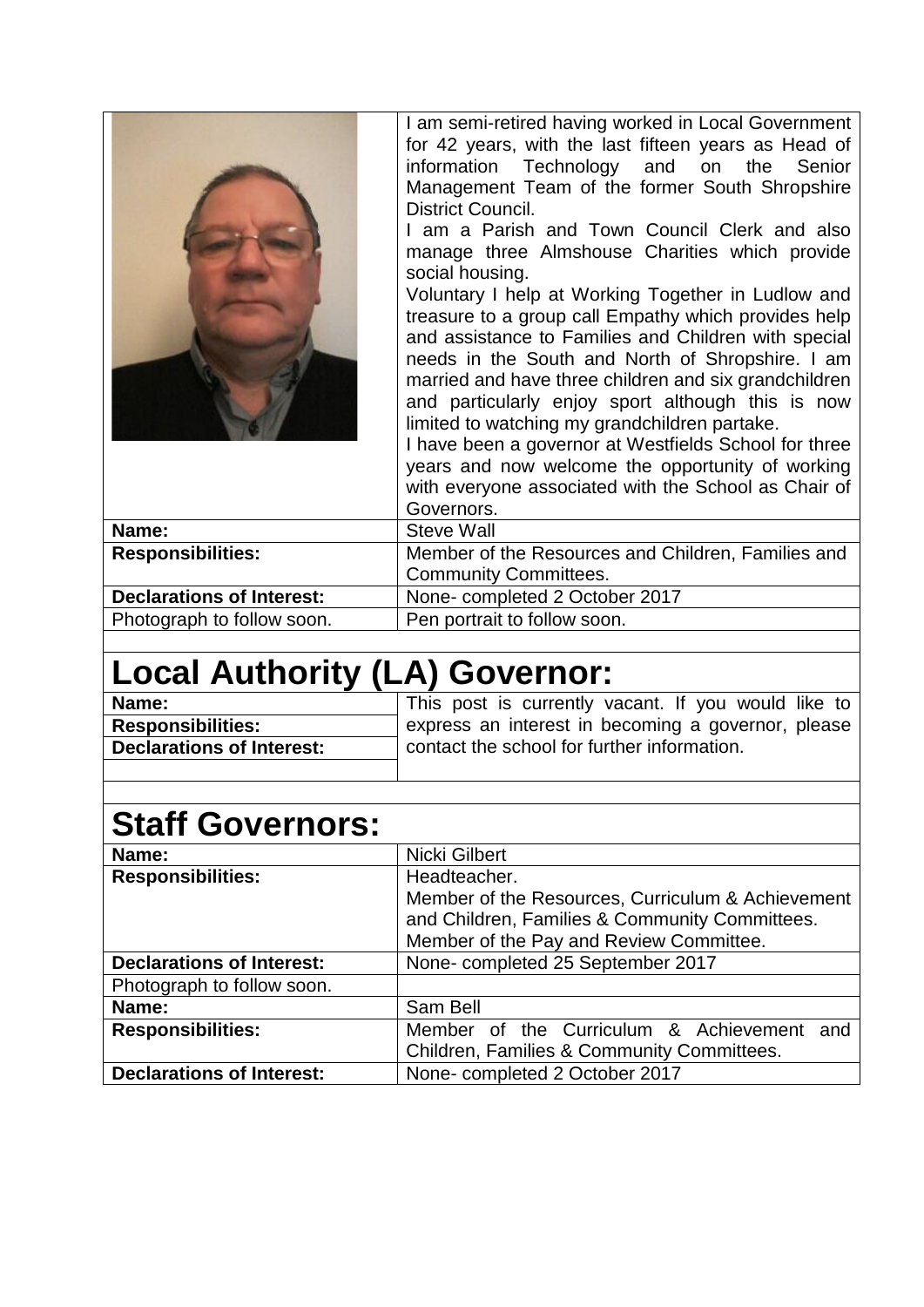| | |
|---|---|
| | I am semi-retired having worked in Local Government for 42 years, with the last fifteen years as Head of information Technology and on the Senior Management Team of the former South Shropshire District Council. I am a Parish and Town Council Clerk and also manage three Almshouse Charities which provide social housing. Voluntary I help at Working Together in Ludlow and treasure to a group call Empathy which provides help and assistance to Families and Children with special needs in the South and North of Shropshire. I am married and have three children and six grandchildren and particularly enjoy sport although this is now limited to watching my grandchildren partake. I have been a governor at Westfields School for three years and now welcome the opportunity of working with everyone associated with the School as Chair of Governors. |
| **Name:** | Steve Wall |
| **Responsibilities:** | Member of the Resources and Children, Families and Community Committees. |
| **Declarations of Interest:** | None- completed 2 October 2017 |
| Photograph to follow soon. | Pen portrait to follow soon. |

# Local Authority (LA) Governor:

| | |
|---|---|
| **Name:** | This post is currently vacant. If you would like to express an interest in becoming a governor, please contact the school for further information. |
| **Responsibilities:** | |
| **Declarations of Interest:** | |

# Staff Governors:

| | |
|---|---|
| **Name:** | Nicki Gilbert |
| **Responsibilities:** | Headteacher. Member of the Resources, Curriculum & Achievement and Children, Families & Community Committees. Member of the Pay and Review Committee. |
| **Declarations of Interest:** | None- completed 25 September 2017 |
| Photograph to follow soon. | |
| **Name:** | Sam Bell |
| **Responsibilities:** | Member of the Curriculum & Achievement and Children, Families & Community Committees. |
| **Declarations of Interest:** | None- completed 2 October 2017 |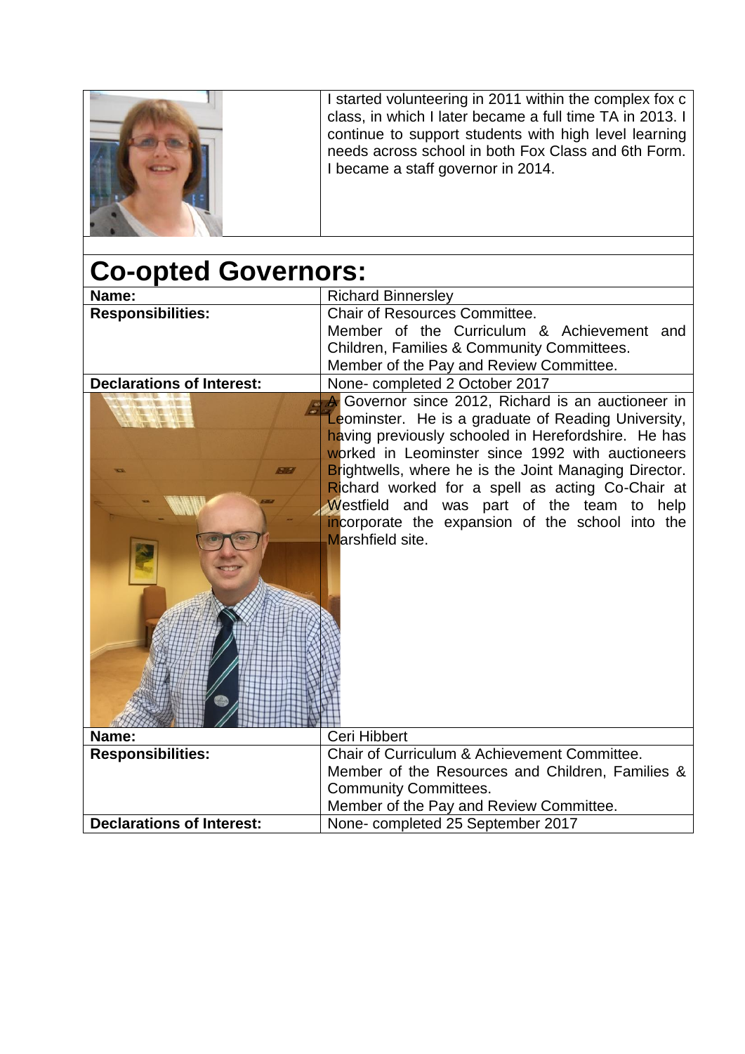| | I started volunteering in 2011 within the complex fox c class, in which I later became a full time TA in 2013. I continue to support students with high level learning needs across school in both Fox Class and 6th Form. I became a staff governor in 2014. |
|---|---|

# Co-opted Governors:

| | |
|---|---|
| **Name:** | Richard Binnersley |
| **Responsibilities:** | Chair of Resources Committee.<br>Member of the Curriculum & Achievement and Children, Families & Community Committees.<br>Member of the Pay and Review Committee. |
| **Declarations of Interest:** | None- completed 2 October 2017 |
| | A Governor since 2012, Richard is an auctioneer in Leominster. He is a graduate of Reading University, having previously schooled in Herefordshire. He has worked in Leominster since 1992 with auctioneers Brightwells, where he is the Joint Managing Director. Richard worked for a spell as acting Co-Chair at Westfield and was part of the team to help incorporate the expansion of the school into the Marshfield site. |
| **Name:** | Ceri Hibbert |
| **Responsibilities:** | Chair of Curriculum & Achievement Committee.<br>Member of the Resources and Children, Families & Community Committees.<br>Member of the Pay and Review Committee. |
| **Declarations of Interest:** | None- completed 25 September 2017 |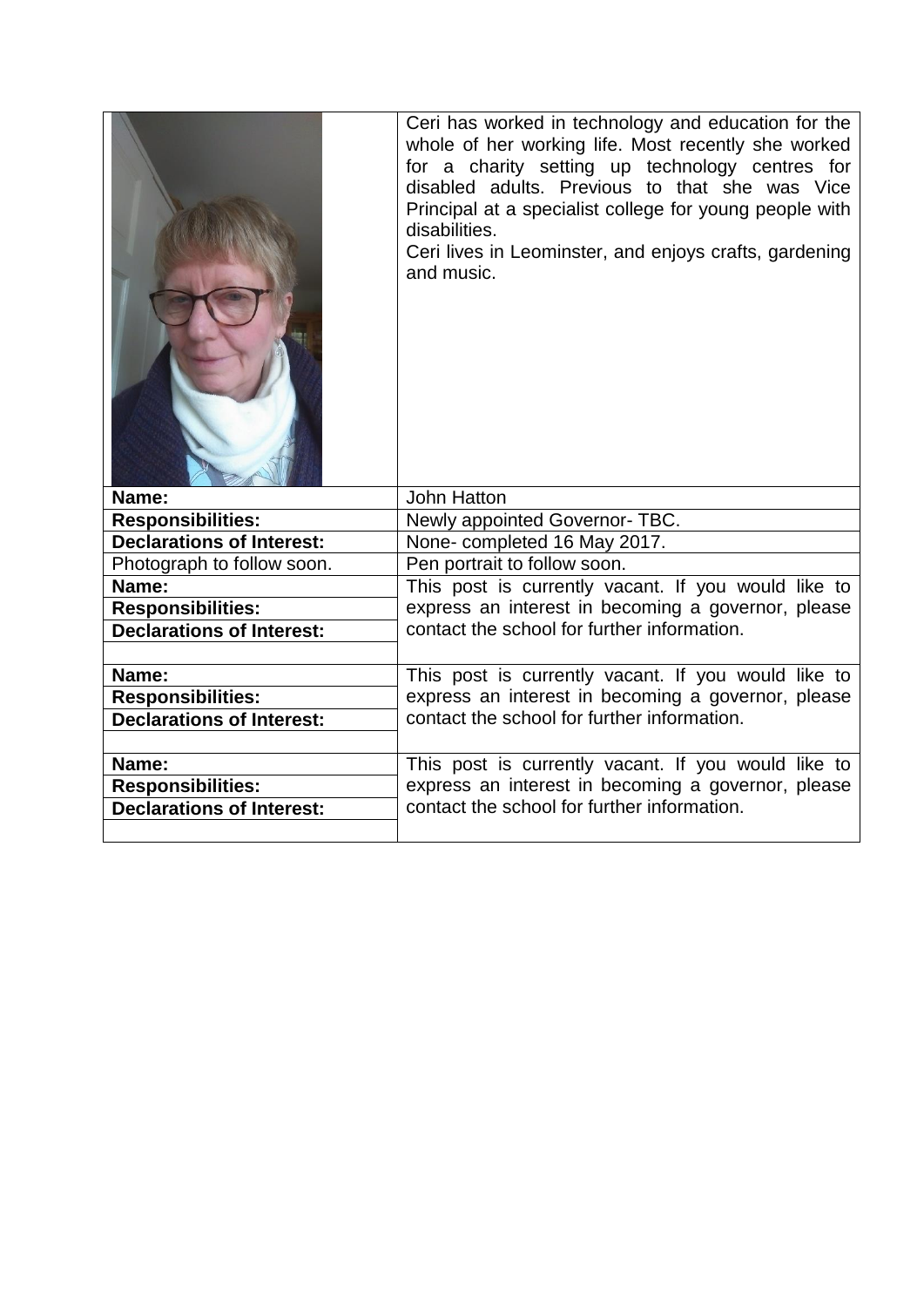| | |
|---|---|
| | Ceri has worked in technology and education for the whole of her working life. Most recently she worked for a charity setting up technology centres for disabled adults. Previous to that she was Vice Principal at a specialist college for young people with disabilities.<br>Ceri lives in Leominster, and enjoys crafts, gardening and music. |
| **Name:** | John Hatton |
| **Responsibilities:** | Newly appointed Governor- TBC. |
| **Declarations of Interest:** | None- completed 16 May 2017. |
| Photograph to follow soon. | Pen portrait to follow soon. |
| **Name:**<br>**Responsibilities:**<br>**Declarations of Interest:** | This post is currently vacant. If you would like to express an interest in becoming a governor, please contact the school for further information. |
| **Name:**<br>**Responsibilities:**<br>**Declarations of Interest:** | This post is currently vacant. If you would like to express an interest in becoming a governor, please contact the school for further information. |
| **Name:**<br>**Responsibilities:**<br>**Declarations of Interest:** | This post is currently vacant. If you would like to express an interest in becoming a governor, please contact the school for further information. |